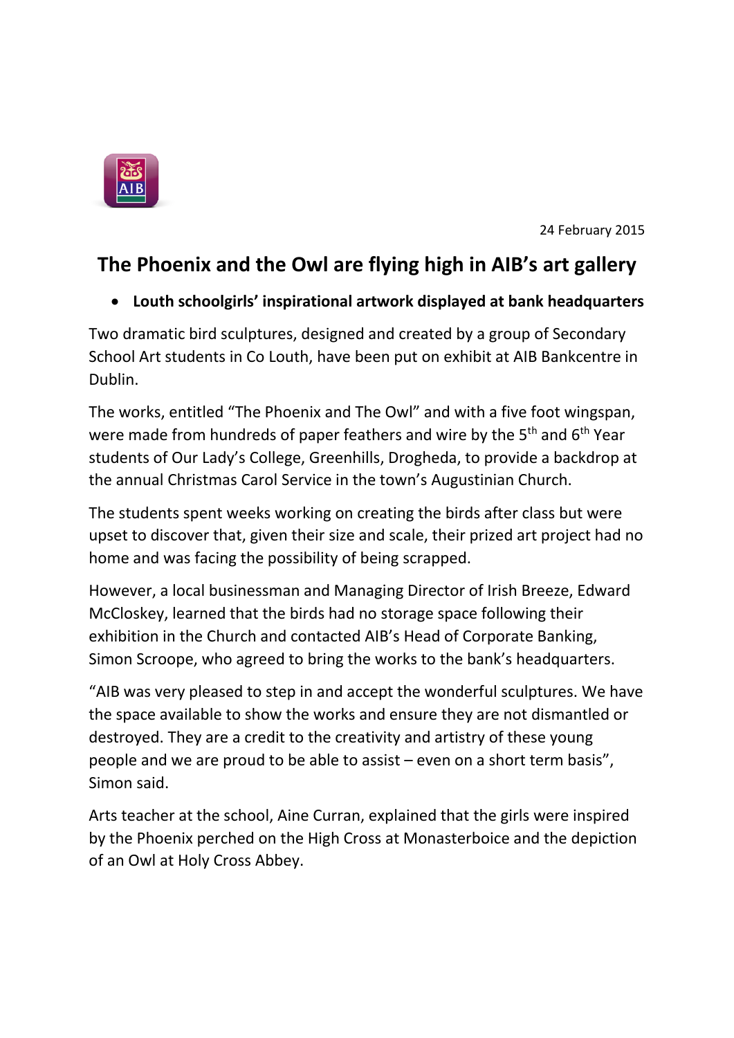24 February 2015

# The Phoenix and the Owl are flying high in AIB's art gallery

- **Louth schoolgirls' inspirational artwork displayed at bank headquarters**

Two dramatic bird sculptures, designed and created by a group of Secondary School Art students in Co Louth, have been put on exhibit at AIB Bankcentre in Dublin.

The works, entitled "The Phoenix and The Owl" and with a five foot wingspan, were made from hundreds of paper feathers and wire by the 5th and 6th Year students of Our Lady's College, Greenhills, Drogheda, to provide a backdrop at the annual Christmas Carol Service in the town's Augustinian Church.

The students spent weeks working on creating the birds after class but were upset to discover that, given their size and scale, their prized art project had no home and was facing the possibility of being scrapped.

However, a local businessman and Managing Director of Irish Breeze, Edward McCloskey, learned that the birds had no storage space following their exhibition in the Church and contacted AIB's Head of Corporate Banking, Simon Scroope, who agreed to bring the works to the bank's headquarters.

"AIB was very pleased to step in and accept the wonderful sculptures. We have the space available to show the works and ensure they are not dismantled or destroyed. They are a credit to the creativity and artistry of these young people and we are proud to be able to assist – even on a short term basis", Simon said.

Arts teacher at the school, Aine Curran, explained that the girls were inspired by the Phoenix perched on the High Cross at Monasterboice and the depiction of an Owl at Holy Cross Abbey.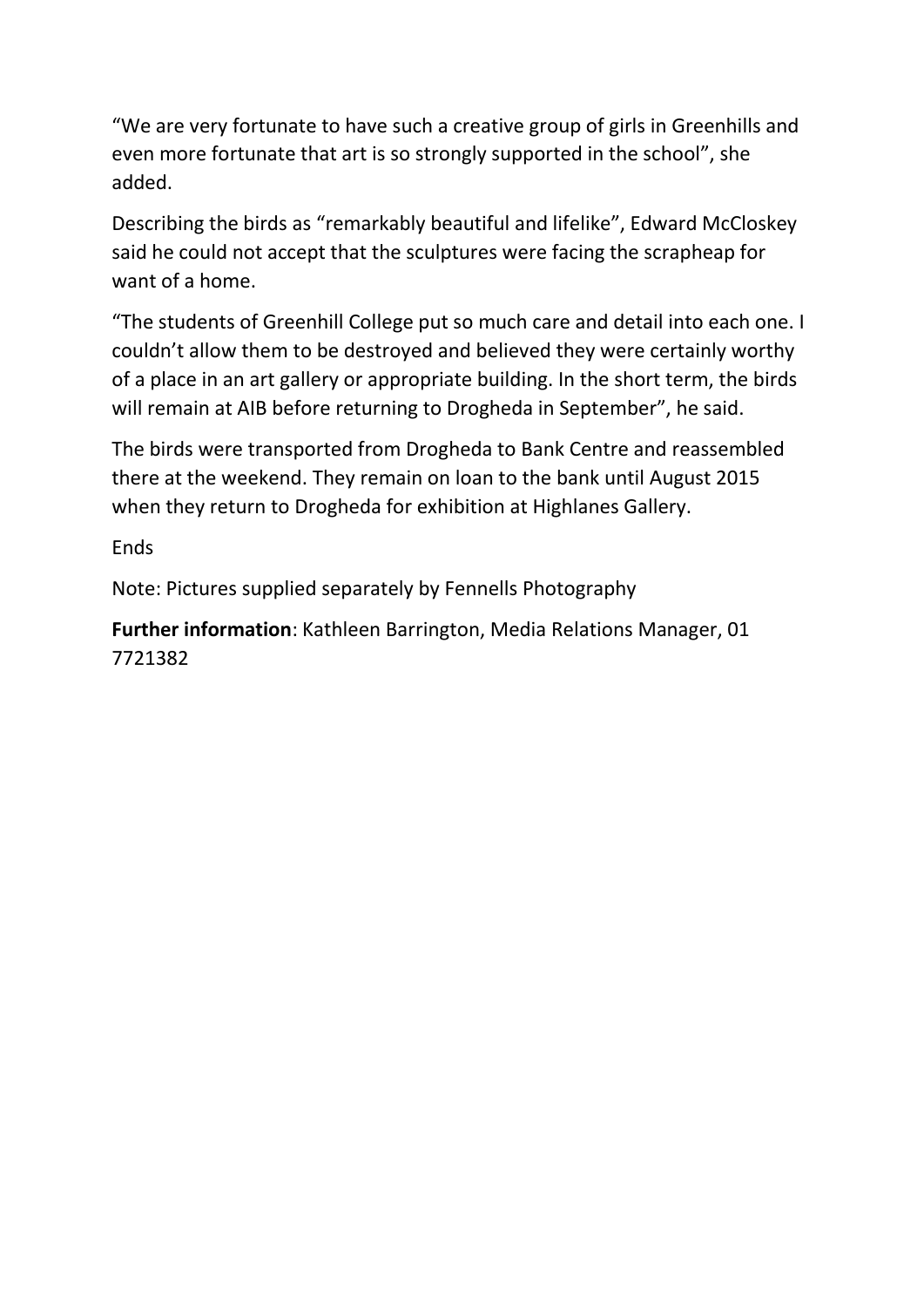"We are very fortunate to have such a creative group of girls in Greenhills and even more fortunate that art is so strongly supported in the school", she added.

Describing the birds as "remarkably beautiful and lifelike", Edward McCloskey said he could not accept that the sculptures were facing the scrapheap for want of a home.

"The students of Greenhill College put so much care and detail into each one. I couldn't allow them to be destroyed and believed they were certainly worthy of a place in an art gallery or appropriate building. In the short term, the birds will remain at AIB before returning to Drogheda in September", he said.

The birds were transported from Drogheda to Bank Centre and reassembled there at the weekend. They remain on loan to the bank until August 2015 when they return to Drogheda for exhibition at Highlanes Gallery.

Ends

Note: Pictures supplied separately by Fennells Photography

**Further information**: Kathleen Barrington, Media Relations Manager, 01 7721382